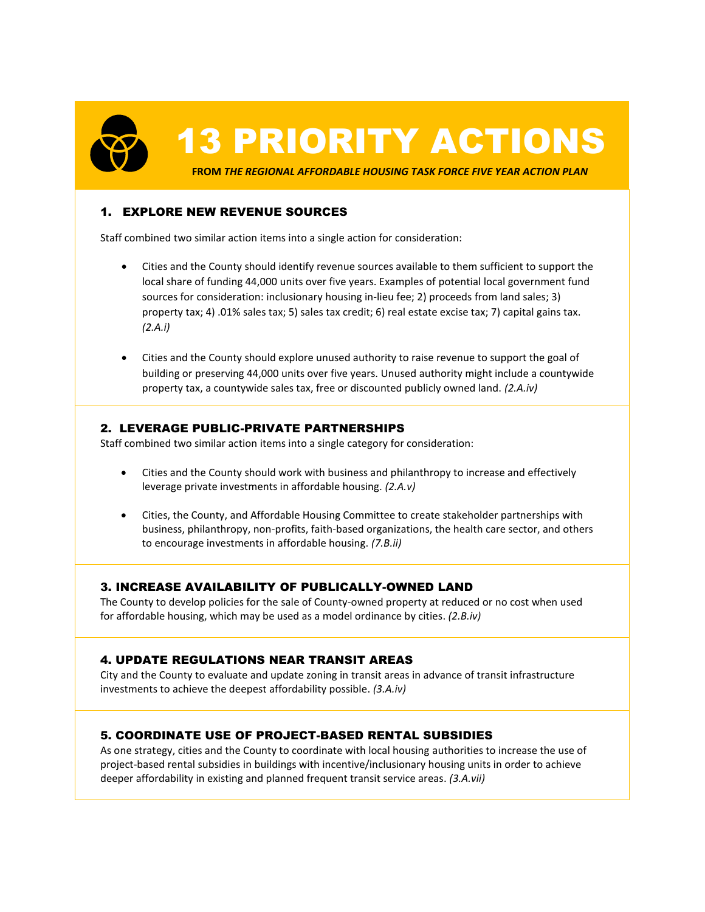# 13 PRIORITY ACTIONS

**FROM *THE REGIONAL AFFORDABLE HOUSING TASK FORCE FIVE YEAR ACTION PLAN***

## 1. EXPLORE NEW REVENUE SOURCES

Staff combined two similar action items into a single action for consideration:

- Cities and the County should identify revenue sources available to them sufficient to support the local share of funding 44,000 units over five years. Examples of potential local government fund sources for consideration: inclusionary housing in-lieu fee; 2) proceeds from land sales; 3) property tax; 4) .01% sales tax; 5) sales tax credit; 6) real estate excise tax; 7) capital gains tax. *(2.A.i)*

- Cities and the County should explore unused authority to raise revenue to support the goal of building or preserving 44,000 units over five years. Unused authority might include a countywide property tax, a countywide sales tax, free or discounted publicly owned land. *(2.A.iv)*

## 2. LEVERAGE PUBLIC-PRIVATE PARTNERSHIPS

Staff combined two similar action items into a single category for consideration:

- Cities and the County should work with business and philanthropy to increase and effectively leverage private investments in affordable housing. *(2.A.v)*

- Cities, the County, and Affordable Housing Committee to create stakeholder partnerships with business, philanthropy, non-profits, faith-based organizations, the health care sector, and others to encourage investments in affordable housing. *(7.B.ii)*

## 3. INCREASE AVAILABILITY OF PUBLICALLY-OWNED LAND

The County to develop policies for the sale of County-owned property at reduced or no cost when used for affordable housing, which may be used as a model ordinance by cities. *(2.B.iv)*

## 4. UPDATE REGULATIONS NEAR TRANSIT AREAS

City and the County to evaluate and update zoning in transit areas in advance of transit infrastructure investments to achieve the deepest affordability possible. *(3.A.iv)*

## 5. COORDINATE USE OF PROJECT-BASED RENTAL SUBSIDIES

As one strategy, cities and the County to coordinate with local housing authorities to increase the use of project-based rental subsidies in buildings with incentive/inclusionary housing units in order to achieve deeper affordability in existing and planned frequent transit service areas. *(3.A.vii)*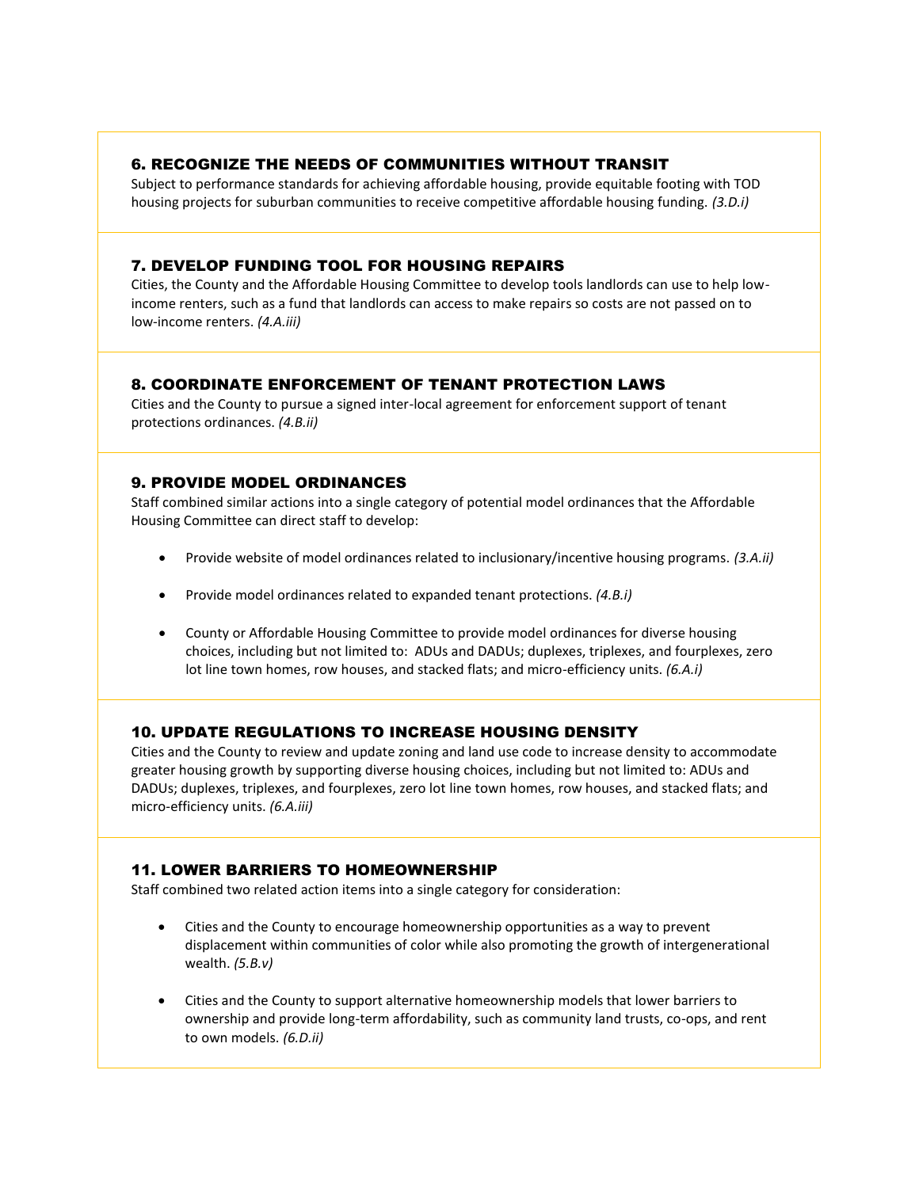### 6. RECOGNIZE THE NEEDS OF COMMUNITIES WITHOUT TRANSIT

Subject to performance standards for achieving affordable housing, provide equitable footing with TOD housing projects for suburban communities to receive competitive affordable housing funding. *(3.D.i)*

### 7. DEVELOP FUNDING TOOL FOR HOUSING REPAIRS

Cities, the County and the Affordable Housing Committee to develop tools landlords can use to help low-income renters, such as a fund that landlords can access to make repairs so costs are not passed on to low-income renters. *(4.A.iii)*

### 8. COORDINATE ENFORCEMENT OF TENANT PROTECTION LAWS

Cities and the County to pursue a signed inter-local agreement for enforcement support of tenant protections ordinances. *(4.B.ii)*

### 9. PROVIDE MODEL ORDINANCES

Staff combined similar actions into a single category of potential model ordinances that the Affordable Housing Committee can direct staff to develop:

- Provide website of model ordinances related to inclusionary/incentive housing programs. *(3.A.ii)*
- Provide model ordinances related to expanded tenant protections. *(4.B.i)*
- County or Affordable Housing Committee to provide model ordinances for diverse housing choices, including but not limited to: ADUs and DADUs; duplexes, triplexes, and fourplexes, zero lot line town homes, row houses, and stacked flats; and micro-efficiency units. *(6.A.i)*

### 10. UPDATE REGULATIONS TO INCREASE HOUSING DENSITY

Cities and the County to review and update zoning and land use code to increase density to accommodate greater housing growth by supporting diverse housing choices, including but not limited to: ADUs and DADUs; duplexes, triplexes, and fourplexes, zero lot line town homes, row houses, and stacked flats; and micro-efficiency units. *(6.A.iii)*

### 11. LOWER BARRIERS TO HOMEOWNERSHIP

Staff combined two related action items into a single category for consideration:

- Cities and the County to encourage homeownership opportunities as a way to prevent displacement within communities of color while also promoting the growth of intergenerational wealth. *(5.B.v)*
- Cities and the County to support alternative homeownership models that lower barriers to ownership and provide long-term affordability, such as community land trusts, co-ops, and rent to own models. *(6.D.ii)*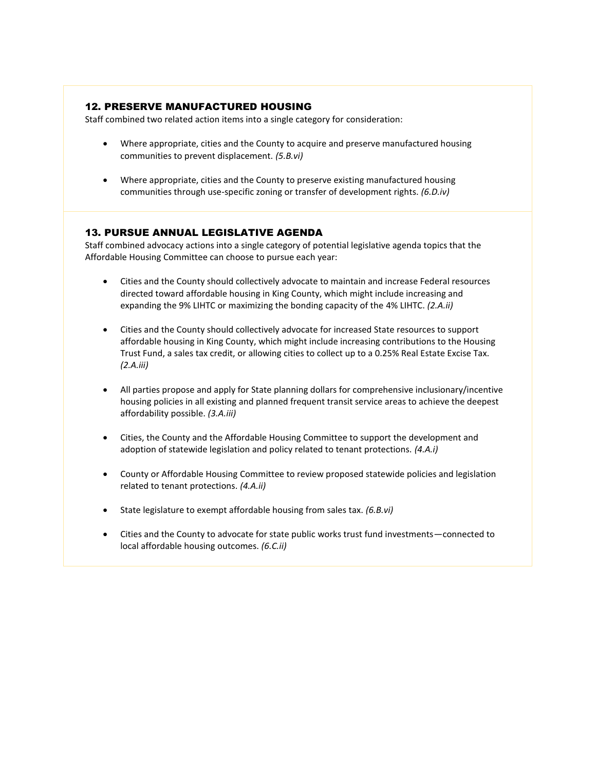### 12. PRESERVE MANUFACTURED HOUSING

Staff combined two related action items into a single category for consideration:

- Where appropriate, cities and the County to acquire and preserve manufactured housing communities to prevent displacement. *(5.B.vi)*
- Where appropriate, cities and the County to preserve existing manufactured housing communities through use-specific zoning or transfer of development rights. *(6.D.iv)*

### 13. PURSUE ANNUAL LEGISLATIVE AGENDA

Staff combined advocacy actions into a single category of potential legislative agenda topics that the Affordable Housing Committee can choose to pursue each year:

- Cities and the County should collectively advocate to maintain and increase Federal resources directed toward affordable housing in King County, which might include increasing and expanding the 9% LIHTC or maximizing the bonding capacity of the 4% LIHTC. *(2.A.ii)*
- Cities and the County should collectively advocate for increased State resources to support affordable housing in King County, which might include increasing contributions to the Housing Trust Fund, a sales tax credit, or allowing cities to collect up to a 0.25% Real Estate Excise Tax. *(2.A.iii)*
- All parties propose and apply for State planning dollars for comprehensive inclusionary/incentive housing policies in all existing and planned frequent transit service areas to achieve the deepest affordability possible. *(3.A.iii)*
- Cities, the County and the Affordable Housing Committee to support the development and adoption of statewide legislation and policy related to tenant protections. *(4.A.i)*
- County or Affordable Housing Committee to review proposed statewide policies and legislation related to tenant protections. *(4.A.ii)*
- State legislature to exempt affordable housing from sales tax. *(6.B.vi)*
- Cities and the County to advocate for state public works trust fund investments—connected to local affordable housing outcomes. *(6.C.ii)*